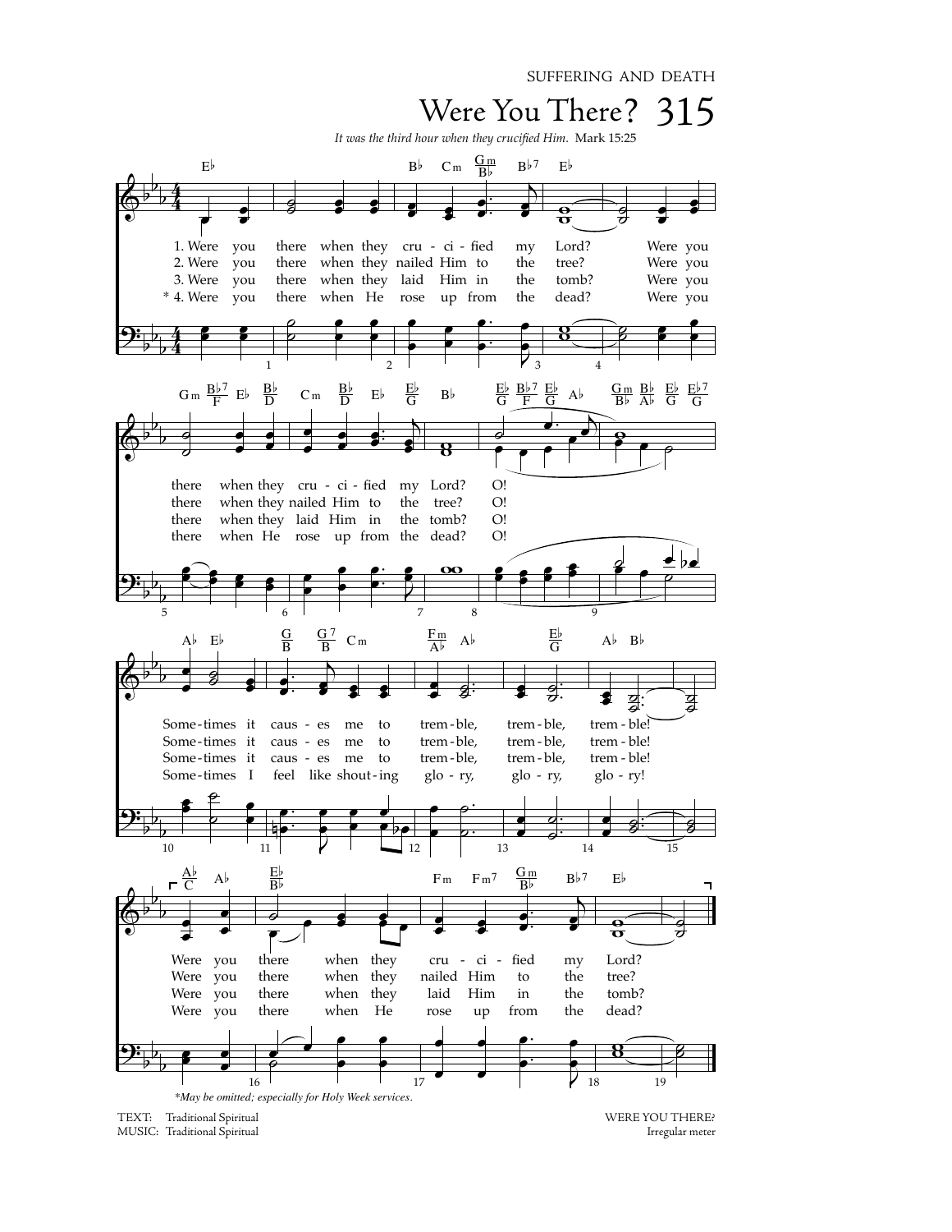SUFFERING AND DEATH

# Were You There? 315

*It was the third hour when they crucified Him.* Mark 15:25

1. Were you there when they crucified my Lord? Were you there when they crucified my Lord? O! Sometimes it causes me to tremble, tremble, tremble! Were you there when they crucified my Lord?

2. Were you there when they nailed Him to the tree? Were you there when they nailed Him to the tree? O! Sometimes it causes me to tremble, tremble, tremble! Were you there when they nailed Him to the tree?

3. Were you there when they laid Him in the tomb? Were you there when they laid Him in the tomb? O! Sometimes it causes me to tremble, tremble, tremble! Were you there when they laid Him in the tomb?

\* 4. Were you there when He rose up from the dead? Were you there when He rose up from the dead? O! Sometimes I feel like shouting glory, glory, glory! Were you there when He rose up from the dead?

*\*May be omitted; especially for Holy Week services.*

TEXT: Traditional Spiritual
MUSIC: Traditional Spiritual

WERE YOU THERE?
Irregular meter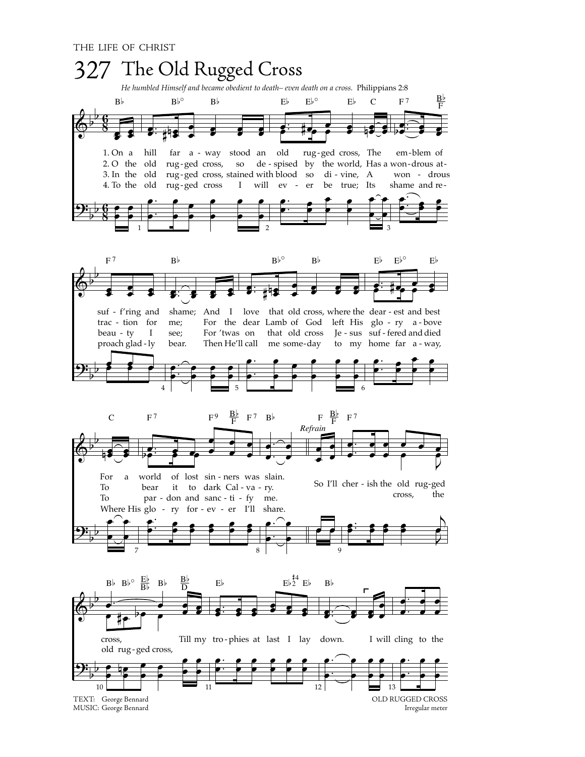THE LIFE OF CHRIST

# 327 The Old Rugged Cross

*He humbled Himself and became obedient to death– even death on a cross.* Philippians 2:8

1. On a hill far away stood an old rugged cross, The emblem of suff'ring and shame; And I love that old cross, where the dearest and best For a world of lost sinners was slain.

2. O the old rugged cross, so despised by the world, Has a wondrous attraction for me; For the dear Lamb of God left His glory above To bear it to dark Calvary.

3. In the old rugged cross, stained with blood so divine, A wondrous beauty I see; For 'twas on that old cross Jesus suffered and died To pardon and sanctify me.

4. To the old rugged cross I will ever be true; Its shame and reproach gladly bear. Then He'll call me someday to my home far away, Where His glory forever I'll share.

*Refrain*

So I'll cherish the old rugged cross, the old rugged cross, Till my trophies at last I lay down. I will cling to the

TEXT: George Bennard
MUSIC: George Bennard

OLD RUGGED CROSS
Irregular meter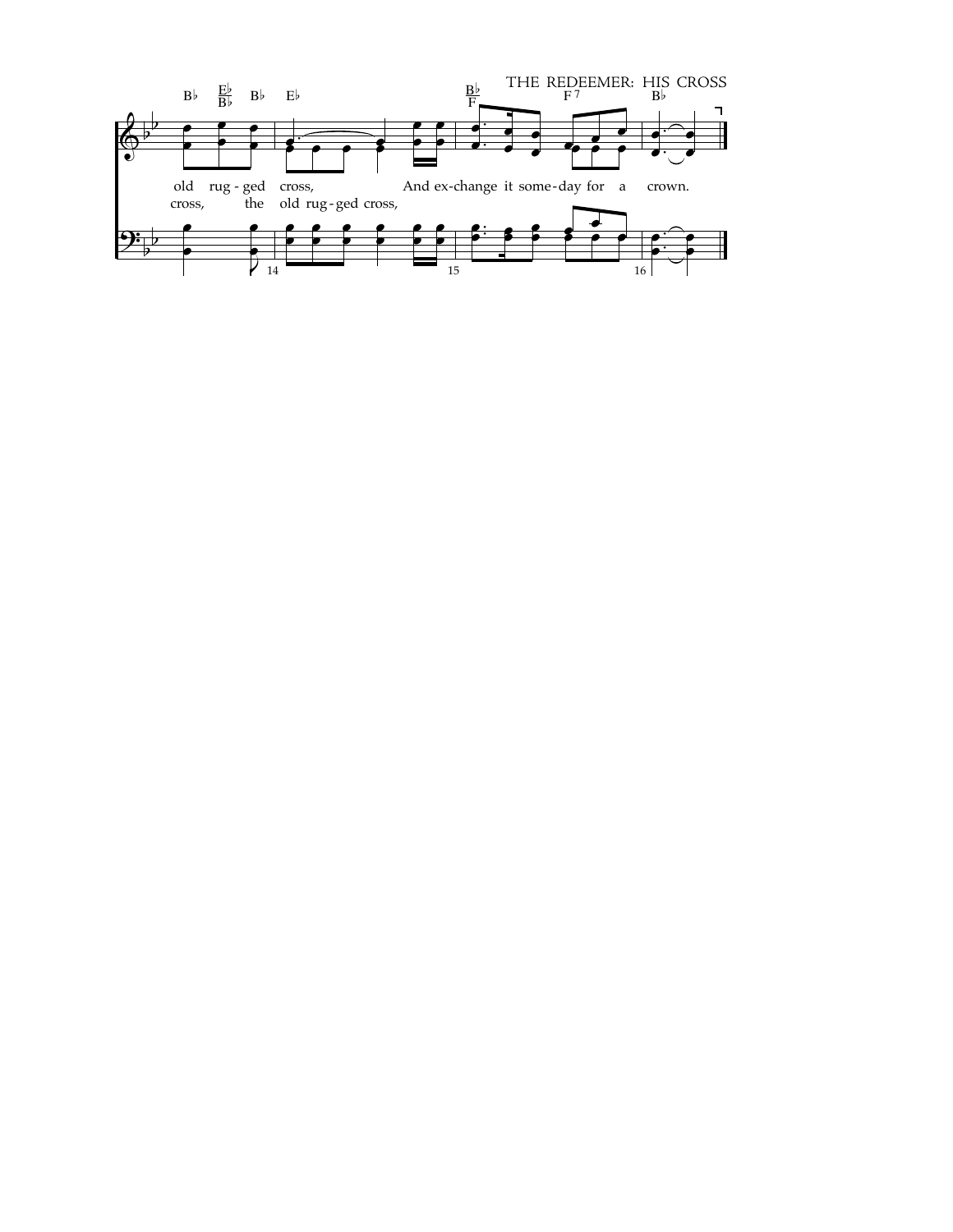old rug - ged cross, And ex-change it some-day for a crown.

cross, the old rug-ged cross,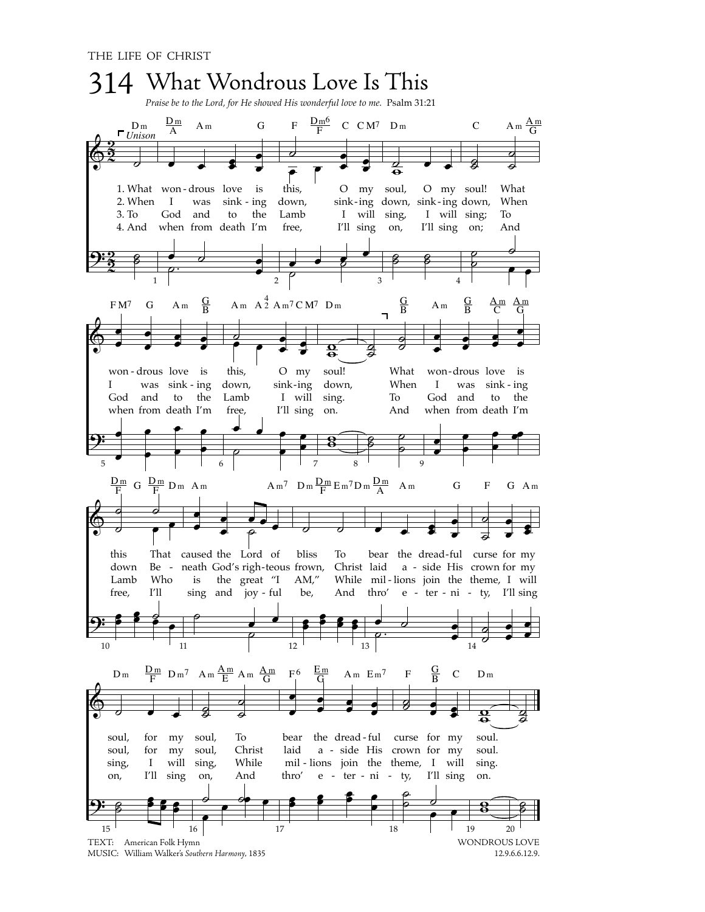# 314 What Wondrous Love Is This

*Praise be to the Lord, for He showed His wonderful love to me.* Psalm 31:21

1. What wondrous love is this, O my soul, O my soul!
What wondrous love is this, O my soul!
What wondrous love is this that caused the Lord of bliss
To bear the dreadful curse for my soul, for my soul,
To bear the dreadful curse for my soul.

2. When I was sinking down, sinking down, sinking down,
When I was sinking down, sinking down,
When I was sinking down beneath God's righteous frown,
Christ laid aside His crown for my soul, for my soul,
Christ laid aside His crown for my soul.

3. To God and to the Lamb I will sing, I will sing;
To God and to the Lamb I will sing.
To God and to the Lamb Who is the great "I AM,"
While millions join the theme, I will sing, I will sing,
While millions join the theme, I will sing.

4. And when from death I'm free, I'll sing on, I'll sing on;
And when from death I'm free, I'll sing on.
And when from death I'm free, I'll sing and joyful be,
And thro' eternity, I'll sing on, I'll sing on,
And thro' eternity, I'll sing on.

TEXT: American Folk Hymn
MUSIC: William Walker's *Southern Harmony*, 1835

WONDROUS LOVE
12.9.6.6.12.9.